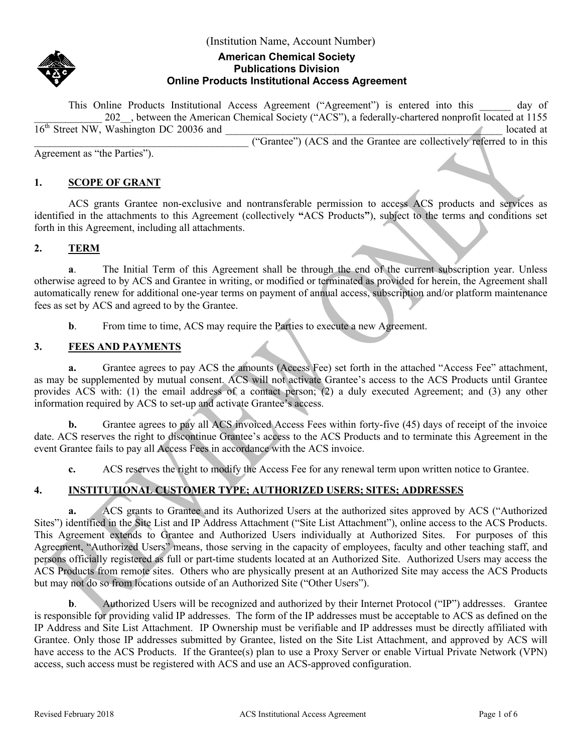(Institution Name, Account Number)

# American Chemical Society
## Publications Division
## Online Products Institutional Access Agreement

This Online Products Institutional Access Agreement ("Agreement") is entered into this ______ day of _____________ 202__, between the American Chemical Society ("ACS"), a federally-chartered nonprofit located at 1155 16th Street NW, Washington DC 20036 and _______________________________________________________ located at ____________________________________________ ("Grantee") (ACS and the Grantee are collectively referred to in this Agreement as "the Parties").

### 1. SCOPE OF GRANT

ACS grants Grantee non-exclusive and nontransferable permission to access ACS products and services as identified in the attachments to this Agreement (collectively **"ACS Products"**), subject to the terms and conditions set forth in this Agreement, including all attachments.

### 2. TERM

**a**. The Initial Term of this Agreement shall be through the end of the current subscription year. Unless otherwise agreed to by ACS and Grantee in writing, or modified or terminated as provided for herein, the Agreement shall automatically renew for additional one-year terms on payment of annual access, subscription and/or platform maintenance fees as set by ACS and agreed to by the Grantee.

**b**. From time to time, ACS may require the Parties to execute a new Agreement.

### 3. FEES AND PAYMENTS

**a.** Grantee agrees to pay ACS the amounts (Access Fee) set forth in the attached "Access Fee" attachment, as may be supplemented by mutual consent. ACS will not activate Grantee's access to the ACS Products until Grantee provides ACS with: (1) the email address of a contact person; (2) a duly executed Agreement; and (3) any other information required by ACS to set-up and activate Grantee's access.

**b.** Grantee agrees to pay all ACS invoiced Access Fees within forty-five (45) days of receipt of the invoice date. ACS reserves the right to discontinue Grantee's access to the ACS Products and to terminate this Agreement in the event Grantee fails to pay all Access Fees in accordance with the ACS invoice.

**c.** ACS reserves the right to modify the Access Fee for any renewal term upon written notice to Grantee.

### 4. INSTITUTIONAL CUSTOMER TYPE; AUTHORIZED USERS; SITES; ADDRESSES

**a.** ACS grants to Grantee and its Authorized Users at the authorized sites approved by ACS ("Authorized Sites") identified in the Site List and IP Address Attachment ("Site List Attachment"), online access to the ACS Products. This Agreement extends to Grantee and Authorized Users individually at Authorized Sites. For purposes of this Agreement, "Authorized Users" means, those serving in the capacity of employees, faculty and other teaching staff, and persons officially registered as full or part-time students located at an Authorized Site. Authorized Users may access the ACS Products from remote sites. Others who are physically present at an Authorized Site may access the ACS Products but may not do so from locations outside of an Authorized Site ("Other Users").

**b**. Authorized Users will be recognized and authorized by their Internet Protocol ("IP") addresses. Grantee is responsible for providing valid IP addresses. The form of the IP addresses must be acceptable to ACS as defined on the IP Address and Site List Attachment. IP Ownership must be verifiable and IP addresses must be directly affiliated with Grantee. Only those IP addresses submitted by Grantee, listed on the Site List Attachment, and approved by ACS will have access to the ACS Products. If the Grantee(s) plan to use a Proxy Server or enable Virtual Private Network (VPN) access, such access must be registered with ACS and use an ACS-approved configuration.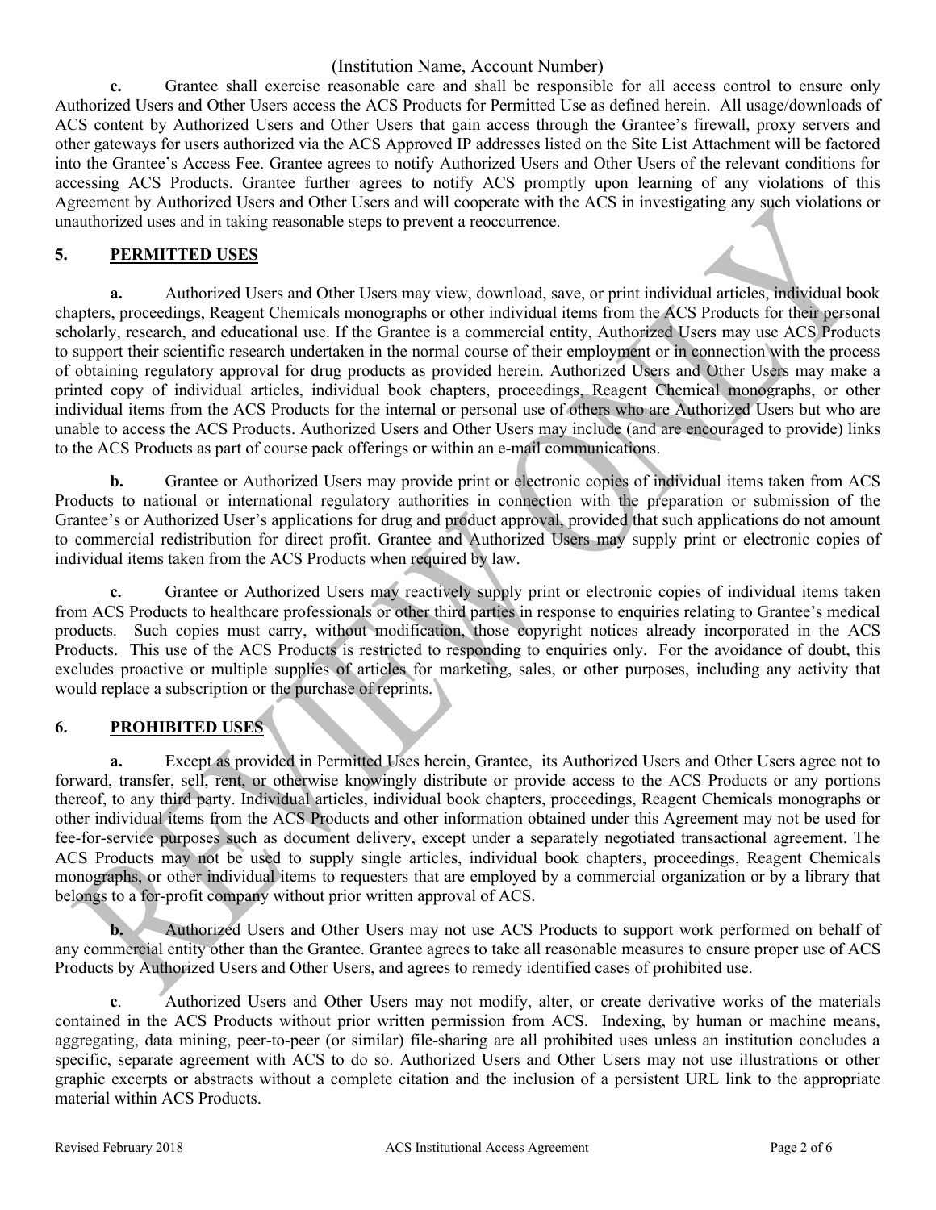(Institution Name, Account Number)

**c.** Grantee shall exercise reasonable care and shall be responsible for all access control to ensure only Authorized Users and Other Users access the ACS Products for Permitted Use as defined herein. All usage/downloads of ACS content by Authorized Users and Other Users that gain access through the Grantee's firewall, proxy servers and other gateways for users authorized via the ACS Approved IP addresses listed on the Site List Attachment will be factored into the Grantee's Access Fee. Grantee agrees to notify Authorized Users and Other Users of the relevant conditions for accessing ACS Products. Grantee further agrees to notify ACS promptly upon learning of any violations of this Agreement by Authorized Users and Other Users and will cooperate with the ACS in investigating any such violations or unauthorized uses and in taking reasonable steps to prevent a reoccurrence.

## 5. PERMITTED USES

**a.** Authorized Users and Other Users may view, download, save, or print individual articles, individual book chapters, proceedings, Reagent Chemicals monographs or other individual items from the ACS Products for their personal scholarly, research, and educational use. If the Grantee is a commercial entity, Authorized Users may use ACS Products to support their scientific research undertaken in the normal course of their employment or in connection with the process of obtaining regulatory approval for drug products as provided herein. Authorized Users and Other Users may make a printed copy of individual articles, individual book chapters, proceedings, Reagent Chemical monographs, or other individual items from the ACS Products for the internal or personal use of others who are Authorized Users but who are unable to access the ACS Products. Authorized Users and Other Users may include (and are encouraged to provide) links to the ACS Products as part of course pack offerings or within an e-mail communications.

**b.** Grantee or Authorized Users may provide print or electronic copies of individual items taken from ACS Products to national or international regulatory authorities in connection with the preparation or submission of the Grantee's or Authorized User's applications for drug and product approval, provided that such applications do not amount to commercial redistribution for direct profit. Grantee and Authorized Users may supply print or electronic copies of individual items taken from the ACS Products when required by law.

**c.** Grantee or Authorized Users may reactively supply print or electronic copies of individual items taken from ACS Products to healthcare professionals or other third parties in response to enquiries relating to Grantee's medical products. Such copies must carry, without modification, those copyright notices already incorporated in the ACS Products. This use of the ACS Products is restricted to responding to enquiries only. For the avoidance of doubt, this excludes proactive or multiple supplies of articles for marketing, sales, or other purposes, including any activity that would replace a subscription or the purchase of reprints.

## 6. PROHIBITED USES

**a.** Except as provided in Permitted Uses herein, Grantee, its Authorized Users and Other Users agree not to forward, transfer, sell, rent, or otherwise knowingly distribute or provide access to the ACS Products or any portions thereof, to any third party. Individual articles, individual book chapters, proceedings, Reagent Chemicals monographs or other individual items from the ACS Products and other information obtained under this Agreement may not be used for fee-for-service purposes such as document delivery, except under a separately negotiated transactional agreement. The ACS Products may not be used to supply single articles, individual book chapters, proceedings, Reagent Chemicals monographs, or other individual items to requesters that are employed by a commercial organization or by a library that belongs to a for-profit company without prior written approval of ACS.

**b.** Authorized Users and Other Users may not use ACS Products to support work performed on behalf of any commercial entity other than the Grantee. Grantee agrees to take all reasonable measures to ensure proper use of ACS Products by Authorized Users and Other Users, and agrees to remedy identified cases of prohibited use.

**c**. Authorized Users and Other Users may not modify, alter, or create derivative works of the materials contained in the ACS Products without prior written permission from ACS. Indexing, by human or machine means, aggregating, data mining, peer-to-peer (or similar) file-sharing are all prohibited uses unless an institution concludes a specific, separate agreement with ACS to do so. Authorized Users and Other Users may not use illustrations or other graphic excerpts or abstracts without a complete citation and the inclusion of a persistent URL link to the appropriate material within ACS Products.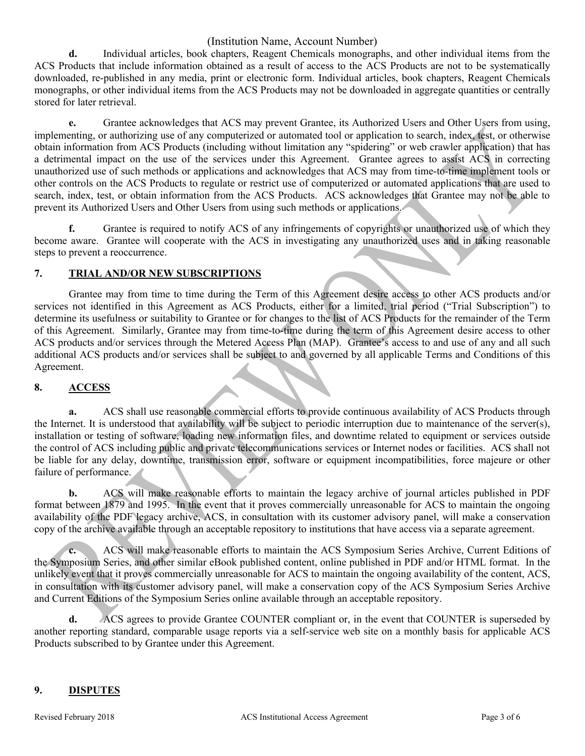**d.** Individual articles, book chapters, Reagent Chemicals monographs, and other individual items from the ACS Products that include information obtained as a result of access to the ACS Products are not to be systematically downloaded, re-published in any media, print or electronic form. Individual articles, book chapters, Reagent Chemicals monographs, or other individual items from the ACS Products may not be downloaded in aggregate quantities or centrally stored for later retrieval.

**e.** Grantee acknowledges that ACS may prevent Grantee, its Authorized Users and Other Users from using, implementing, or authorizing use of any computerized or automated tool or application to search, index, test, or otherwise obtain information from ACS Products (including without limitation any "spidering" or web crawler application) that has a detrimental impact on the use of the services under this Agreement. Grantee agrees to assist ACS in correcting unauthorized use of such methods or applications and acknowledges that ACS may from time-to-time implement tools or other controls on the ACS Products to regulate or restrict use of computerized or automated applications that are used to search, index, test, or obtain information from the ACS Products. ACS acknowledges that Grantee may not be able to prevent its Authorized Users and Other Users from using such methods or applications.

**f.** Grantee is required to notify ACS of any infringements of copyrights or unauthorized use of which they become aware. Grantee will cooperate with the ACS in investigating any unauthorized uses and in taking reasonable steps to prevent a reoccurrence.

## 7. TRIAL AND/OR NEW SUBSCRIPTIONS

Grantee may from time to time during the Term of this Agreement desire access to other ACS products and/or services not identified in this Agreement as ACS Products, either for a limited, trial period ("Trial Subscription") to determine its usefulness or suitability to Grantee or for changes to the list of ACS Products for the remainder of the Term of this Agreement. Similarly, Grantee may from time-to-time during the term of this Agreement desire access to other ACS products and/or services through the Metered Access Plan (MAP). Grantee's access to and use of any and all such additional ACS products and/or services shall be subject to and governed by all applicable Terms and Conditions of this Agreement.

## 8. ACCESS

**a.** ACS shall use reasonable commercial efforts to provide continuous availability of ACS Products through the Internet. It is understood that availability will be subject to periodic interruption due to maintenance of the server(s), installation or testing of software, loading new information files, and downtime related to equipment or services outside the control of ACS including public and private telecommunications services or Internet nodes or facilities. ACS shall not be liable for any delay, downtime, transmission error, software or equipment incompatibilities, force majeure or other failure of performance.

**b.** ACS will make reasonable efforts to maintain the legacy archive of journal articles published in PDF format between 1879 and 1995. In the event that it proves commercially unreasonable for ACS to maintain the ongoing availability of the PDF legacy archive, ACS, in consultation with its customer advisory panel, will make a conservation copy of the archive available through an acceptable repository to institutions that have access via a separate agreement.

**c.** ACS will make reasonable efforts to maintain the ACS Symposium Series Archive, Current Editions of the Symposium Series, and other similar eBook published content, online published in PDF and/or HTML format. In the unlikely event that it proves commercially unreasonable for ACS to maintain the ongoing availability of the content, ACS, in consultation with its customer advisory panel, will make a conservation copy of the ACS Symposium Series Archive and Current Editions of the Symposium Series online available through an acceptable repository.

**d.** ACS agrees to provide Grantee COUNTER compliant or, in the event that COUNTER is superseded by another reporting standard, comparable usage reports via a self-service web site on a monthly basis for applicable ACS Products subscribed to by Grantee under this Agreement.

## 9. DISPUTES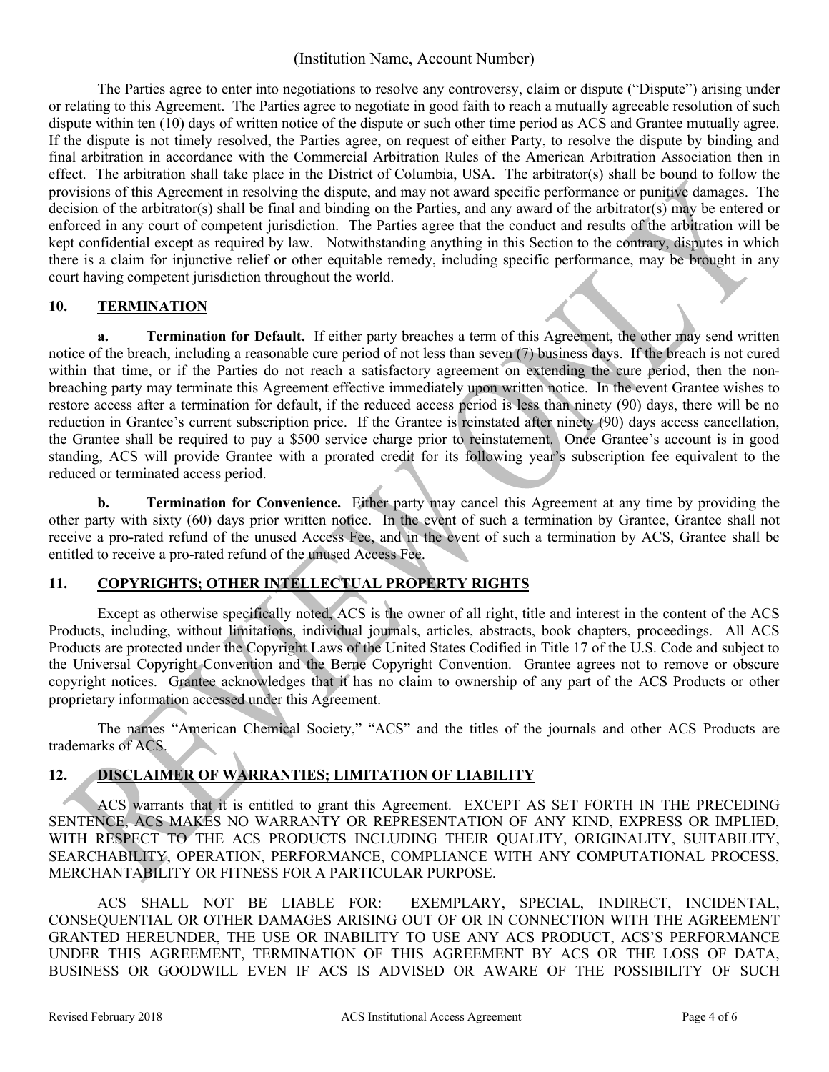(Institution Name, Account Number)

The Parties agree to enter into negotiations to resolve any controversy, claim or dispute ("Dispute") arising under or relating to this Agreement. The Parties agree to negotiate in good faith to reach a mutually agreeable resolution of such dispute within ten (10) days of written notice of the dispute or such other time period as ACS and Grantee mutually agree. If the dispute is not timely resolved, the Parties agree, on request of either Party, to resolve the dispute by binding and final arbitration in accordance with the Commercial Arbitration Rules of the American Arbitration Association then in effect. The arbitration shall take place in the District of Columbia, USA. The arbitrator(s) shall be bound to follow the provisions of this Agreement in resolving the dispute, and may not award specific performance or punitive damages. The decision of the arbitrator(s) shall be final and binding on the Parties, and any award of the arbitrator(s) may be entered or enforced in any court of competent jurisdiction. The Parties agree that the conduct and results of the arbitration will be kept confidential except as required by law. Notwithstanding anything in this Section to the contrary, disputes in which there is a claim for injunctive relief or other equitable remedy, including specific performance, may be brought in any court having competent jurisdiction throughout the world.

## 10. TERMINATION

**a. Termination for Default.** If either party breaches a term of this Agreement, the other may send written notice of the breach, including a reasonable cure period of not less than seven (7) business days. If the breach is not cured within that time, or if the Parties do not reach a satisfactory agreement on extending the cure period, then the non-breaching party may terminate this Agreement effective immediately upon written notice. In the event Grantee wishes to restore access after a termination for default, if the reduced access period is less than ninety (90) days, there will be no reduction in Grantee's current subscription price. If the Grantee is reinstated after ninety (90) days access cancellation, the Grantee shall be required to pay a $500 service charge prior to reinstatement. Once Grantee's account is in good standing, ACS will provide Grantee with a prorated credit for its following year's subscription fee equivalent to the reduced or terminated access period.

**b. Termination for Convenience.** Either party may cancel this Agreement at any time by providing the other party with sixty (60) days prior written notice. In the event of such a termination by Grantee, Grantee shall not receive a pro-rated refund of the unused Access Fee, and in the event of such a termination by ACS, Grantee shall be entitled to receive a pro-rated refund of the unused Access Fee.

## 11. COPYRIGHTS; OTHER INTELLECTUAL PROPERTY RIGHTS

Except as otherwise specifically noted, ACS is the owner of all right, title and interest in the content of the ACS Products, including, without limitations, individual journals, articles, abstracts, book chapters, proceedings. All ACS Products are protected under the Copyright Laws of the United States Codified in Title 17 of the U.S. Code and subject to the Universal Copyright Convention and the Berne Copyright Convention. Grantee agrees not to remove or obscure copyright notices. Grantee acknowledges that it has no claim to ownership of any part of the ACS Products or other proprietary information accessed under this Agreement.

The names "American Chemical Society," "ACS" and the titles of the journals and other ACS Products are trademarks of ACS.

## 12. DISCLAIMER OF WARRANTIES; LIMITATION OF LIABILITY

ACS warrants that it is entitled to grant this Agreement. EXCEPT AS SET FORTH IN THE PRECEDING SENTENCE, ACS MAKES NO WARRANTY OR REPRESENTATION OF ANY KIND, EXPRESS OR IMPLIED, WITH RESPECT TO THE ACS PRODUCTS INCLUDING THEIR QUALITY, ORIGINALITY, SUITABILITY, SEARCHABILITY, OPERATION, PERFORMANCE, COMPLIANCE WITH ANY COMPUTATIONAL PROCESS, MERCHANTABILITY OR FITNESS FOR A PARTICULAR PURPOSE.

ACS SHALL NOT BE LIABLE FOR: EXEMPLARY, SPECIAL, INDIRECT, INCIDENTAL, CONSEQUENTIAL OR OTHER DAMAGES ARISING OUT OF OR IN CONNECTION WITH THE AGREEMENT GRANTED HEREUNDER, THE USE OR INABILITY TO USE ANY ACS PRODUCT, ACS'S PERFORMANCE UNDER THIS AGREEMENT, TERMINATION OF THIS AGREEMENT BY ACS OR THE LOSS OF DATA, BUSINESS OR GOODWILL EVEN IF ACS IS ADVISED OR AWARE OF THE POSSIBILITY OF SUCH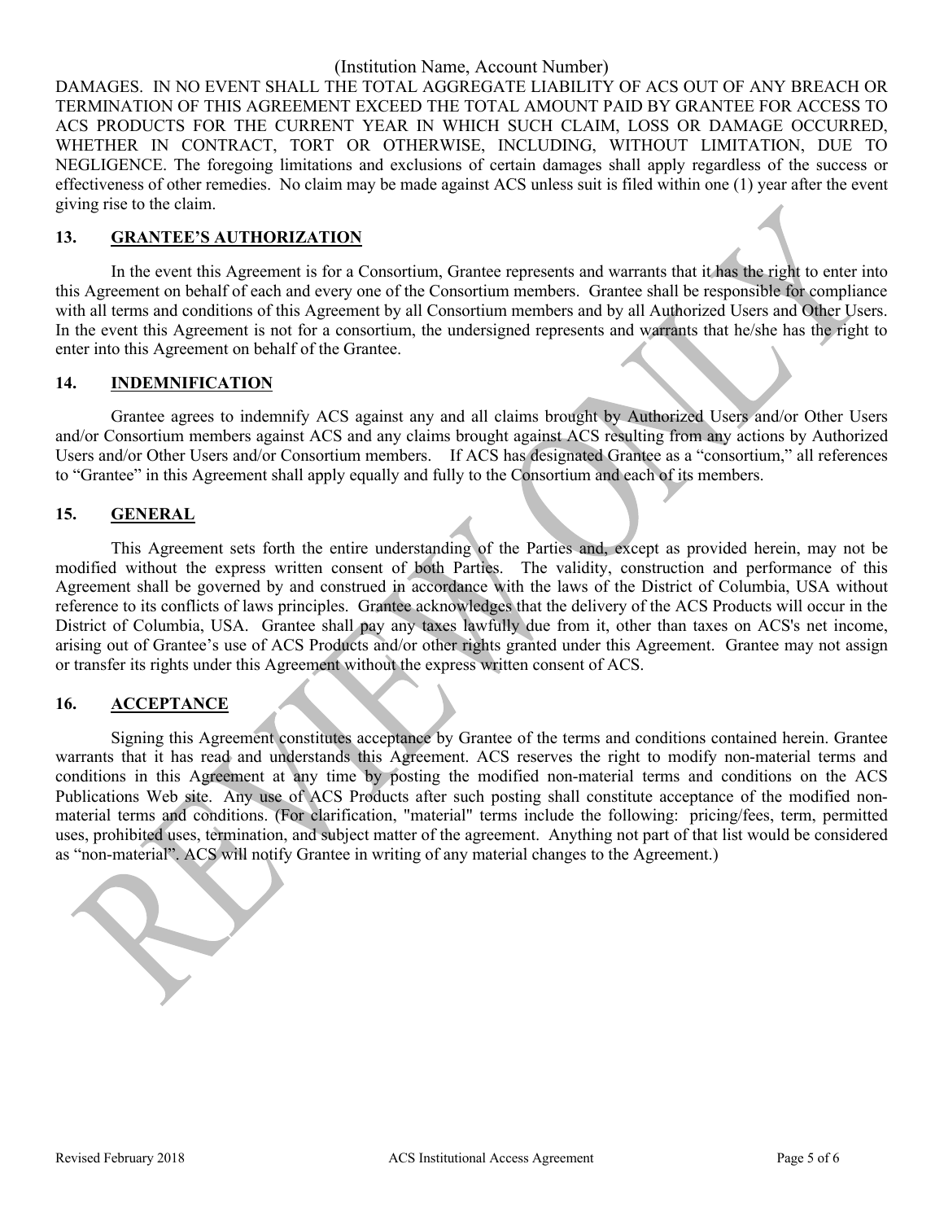DAMAGES. IN NO EVENT SHALL THE TOTAL AGGREGATE LIABILITY OF ACS OUT OF ANY BREACH OR TERMINATION OF THIS AGREEMENT EXCEED THE TOTAL AMOUNT PAID BY GRANTEE FOR ACCESS TO ACS PRODUCTS FOR THE CURRENT YEAR IN WHICH SUCH CLAIM, LOSS OR DAMAGE OCCURRED, WHETHER IN CONTRACT, TORT OR OTHERWISE, INCLUDING, WITHOUT LIMITATION, DUE TO NEGLIGENCE. The foregoing limitations and exclusions of certain damages shall apply regardless of the success or effectiveness of other remedies. No claim may be made against ACS unless suit is filed within one (1) year after the event giving rise to the claim.

## 13. GRANTEE'S AUTHORIZATION

In the event this Agreement is for a Consortium, Grantee represents and warrants that it has the right to enter into this Agreement on behalf of each and every one of the Consortium members. Grantee shall be responsible for compliance with all terms and conditions of this Agreement by all Consortium members and by all Authorized Users and Other Users. In the event this Agreement is not for a consortium, the undersigned represents and warrants that he/she has the right to enter into this Agreement on behalf of the Grantee.

## 14. INDEMNIFICATION

Grantee agrees to indemnify ACS against any and all claims brought by Authorized Users and/or Other Users and/or Consortium members against ACS and any claims brought against ACS resulting from any actions by Authorized Users and/or Other Users and/or Consortium members. If ACS has designated Grantee as a "consortium," all references to "Grantee" in this Agreement shall apply equally and fully to the Consortium and each of its members.

## 15. GENERAL

This Agreement sets forth the entire understanding of the Parties and, except as provided herein, may not be modified without the express written consent of both Parties. The validity, construction and performance of this Agreement shall be governed by and construed in accordance with the laws of the District of Columbia, USA without reference to its conflicts of laws principles. Grantee acknowledges that the delivery of the ACS Products will occur in the District of Columbia, USA. Grantee shall pay any taxes lawfully due from it, other than taxes on ACS's net income, arising out of Grantee's use of ACS Products and/or other rights granted under this Agreement. Grantee may not assign or transfer its rights under this Agreement without the express written consent of ACS.

## 16. ACCEPTANCE

Signing this Agreement constitutes acceptance by Grantee of the terms and conditions contained herein. Grantee warrants that it has read and understands this Agreement. ACS reserves the right to modify non-material terms and conditions in this Agreement at any time by posting the modified non-material terms and conditions on the ACS Publications Web site. Any use of ACS Products after such posting shall constitute acceptance of the modified non-material terms and conditions. (For clarification, "material" terms include the following: pricing/fees, term, permitted uses, prohibited uses, termination, and subject matter of the agreement. Anything not part of that list would be considered as "non-material". ACS will notify Grantee in writing of any material changes to the Agreement.)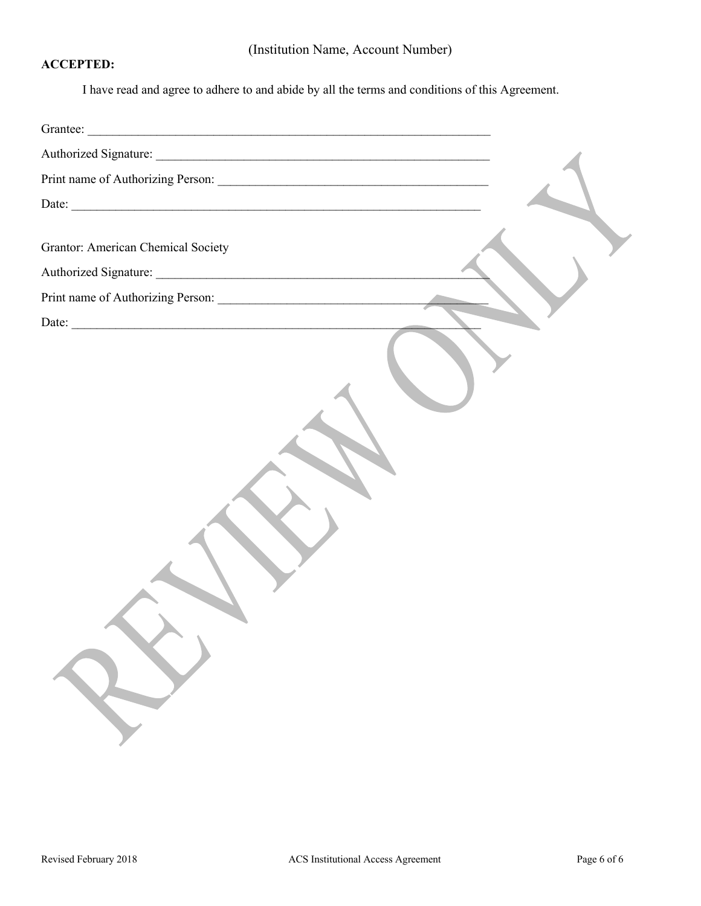(Institution Name, Account Number)

**ACCEPTED:**

I have read and agree to adhere to and abide by all the terms and conditions of this Agreement.

Grantee: ___________________________________________________________________

Authorized Signature: _________________________________________________________

Print name of Authorizing Person: ____________________________________________

Date: _____________________________________________________________________

Grantor: American Chemical Society

Authorized Signature: _________________________________________________________

Print name of Authorizing Person: ____________________________________________

Date: _____________________________________________________________________

REVIEW ONLY